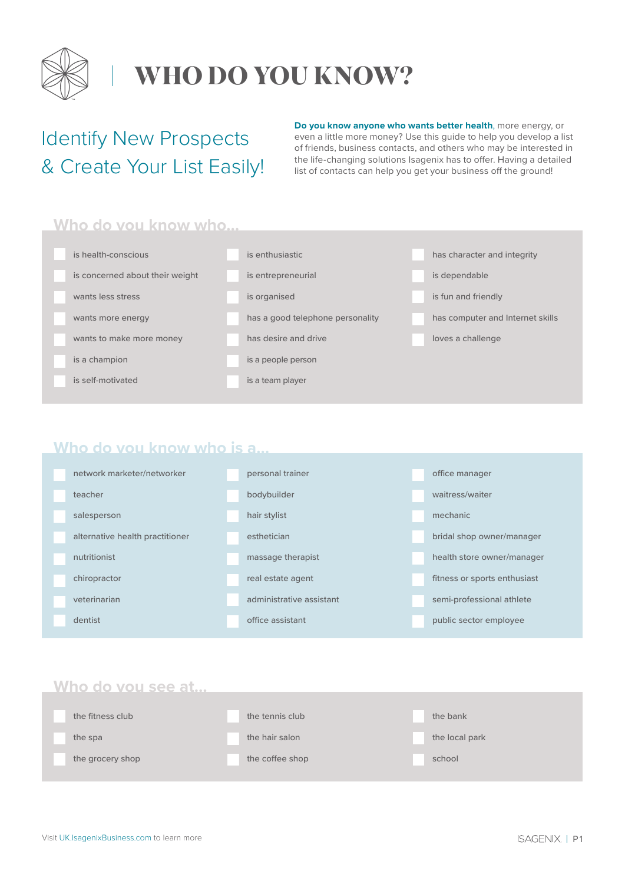# WHO DO YOU KNOW?

## Identify New Prospects & Create Your List Easily!

**Do you know anyone who wants better health**, more energy, or even a little more money? Use this guide to help you develop a list of friends, business contacts, and others who may be interested in the life-changing solutions Isagenix has to offer. Having a detailed list of contacts can help you get your business off the ground!

### Who do you know who...

- [ ] is health-conscious
- [ ] is concerned about their weight
- [ ] wants less stress
- [ ] wants more energy
- [ ] wants to make more money
- [ ] is a champion
- [ ] is self-motivated
- [ ] is enthusiastic
- [ ] is entrepreneurial
- [ ] is organised
- [ ] has a good telephone personality
- [ ] has desire and drive
- [ ] is a people person
- [ ] is a team player
- [ ] has character and integrity
- [ ] is dependable
- [ ] is fun and friendly
- [ ] has computer and Internet skills
- [ ] loves a challenge

### Who do you know who is a...

- [ ] network marketer/networker
- [ ] teacher
- [ ] salesperson
- [ ] alternative health practitioner
- [ ] nutritionist
- [ ] chiropractor
- [ ] veterinarian
- [ ] dentist
- [ ] personal trainer
- [ ] bodybuilder
- [ ] hair stylist
- [ ] esthetician
- [ ] massage therapist
- [ ] real estate agent
- [ ] administrative assistant
- [ ] office assistant
- [ ] office manager
- [ ] waitress/waiter
- [ ] mechanic
- [ ] bridal shop owner/manager
- [ ] health store owner/manager
- [ ] fitness or sports enthusiast
- [ ] semi-professional athlete
- [ ] public sector employee

### Who do you see at...

- [ ] the fitness club
- [ ] the spa
- [ ] the grocery shop
- [ ] the tennis club
- [ ] the hair salon
- [ ] the coffee shop
- [ ] the bank
- [ ] the local park
- [ ] school

Visit UK.IsagenixBusiness.com to learn more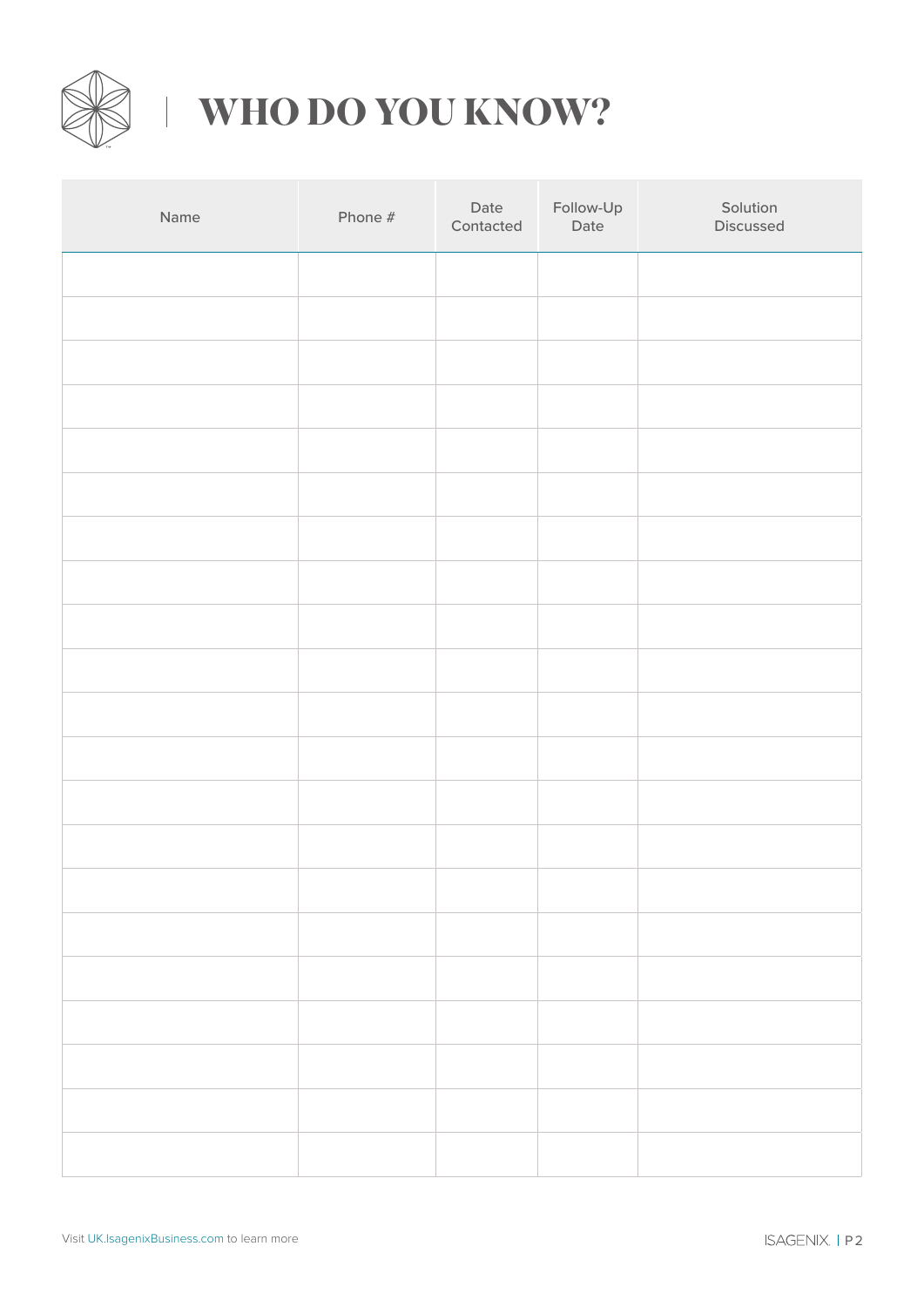# WHO DO YOU KNOW?

| Name | Phone # | Date Contacted | Follow-Up Date | Solution Discussed |
|---|---|---|---|---|
| | | | | |
| | | | | |
| | | | | |
| | | | | |
| | | | | |
| | | | | |
| | | | | |
| | | | | |
| | | | | |
| | | | | |
| | | | | |
| | | | | |
| | | | | |
| | | | | |
| | | | | |
| | | | | |
| | | | | |
| | | | | |
| | | | | |
| | | | | |
| | | | | |

Visit UK.IsagenixBusiness.com to learn more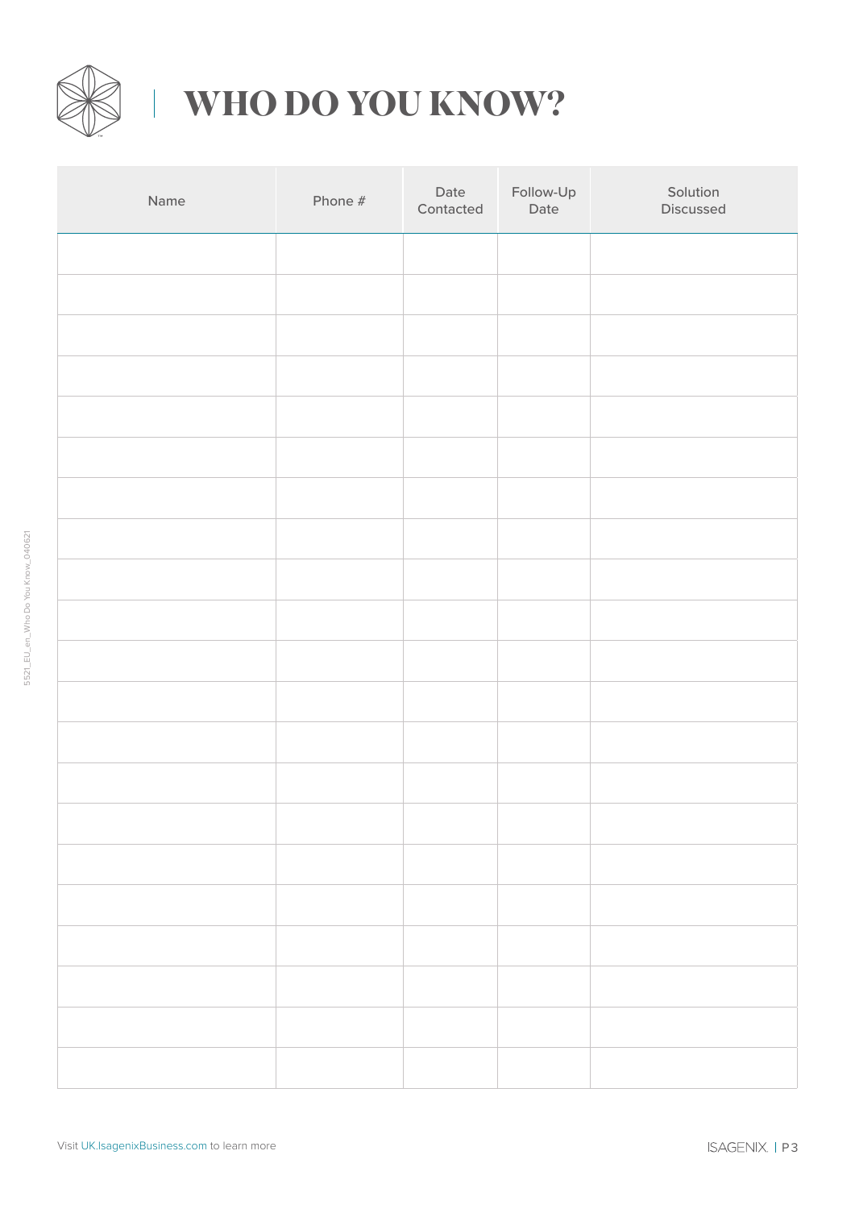# WHO DO YOU KNOW?

| Name | Phone # | Date Contacted | Follow-Up Date | Solution Discussed |
|---|---|---|---|---|
| | | | | |
| | | | | |
| | | | | |
| | | | | |
| | | | | |
| | | | | |
| | | | | |
| | | | | |
| | | | | |
| | | | | |
| | | | | |
| | | | | |
| | | | | |
| | | | | |
| | | | | |
| | | | | |
| | | | | |
| | | | | |
| | | | | |
| | | | | |
| | | | | |

Visit UK.IsagenixBusiness.com to learn more